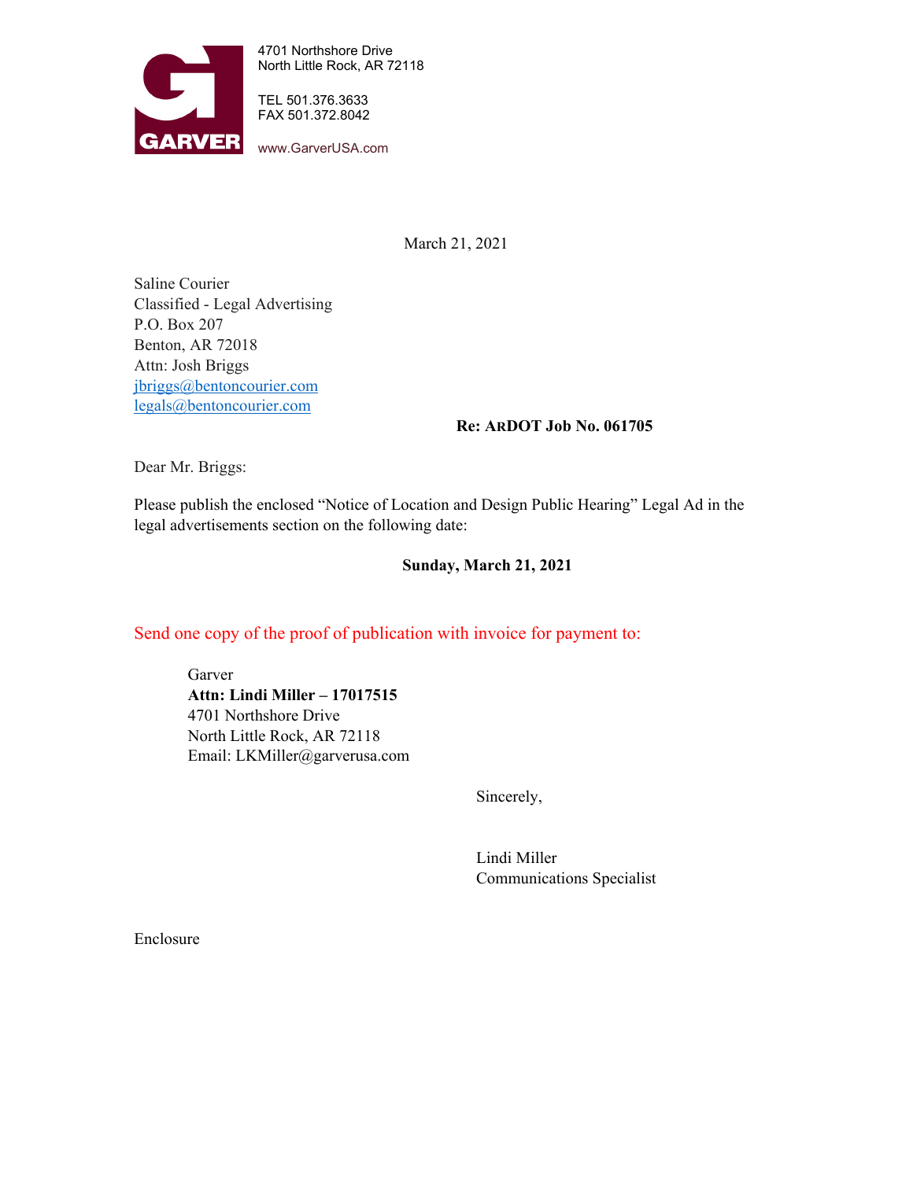4701 Northshore Drive
North Little Rock, AR 72118

TEL 501.376.3633
FAX 501.372.8042

www.GarverUSA.com

March 21, 2021

Saline Courier
Classified - Legal Advertising
P.O. Box 207
Benton, AR 72018
Attn: Josh Briggs
jbriggs@bentoncourier.com
legals@bentoncourier.com

**Re: ARDOT Job No. 061705**

Dear Mr. Briggs:

Please publish the enclosed "Notice of Location and Design Public Hearing" Legal Ad in the legal advertisements section on the following date:

**Sunday, March 21, 2021**

Send one copy of the proof of publication with invoice for payment to:

Garver
**Attn: Lindi Miller – 17017515**
4701 Northshore Drive
North Little Rock, AR 72118
Email: LKMiller@garverusa.com

Sincerely,

Lindi Miller
Communications Specialist

Enclosure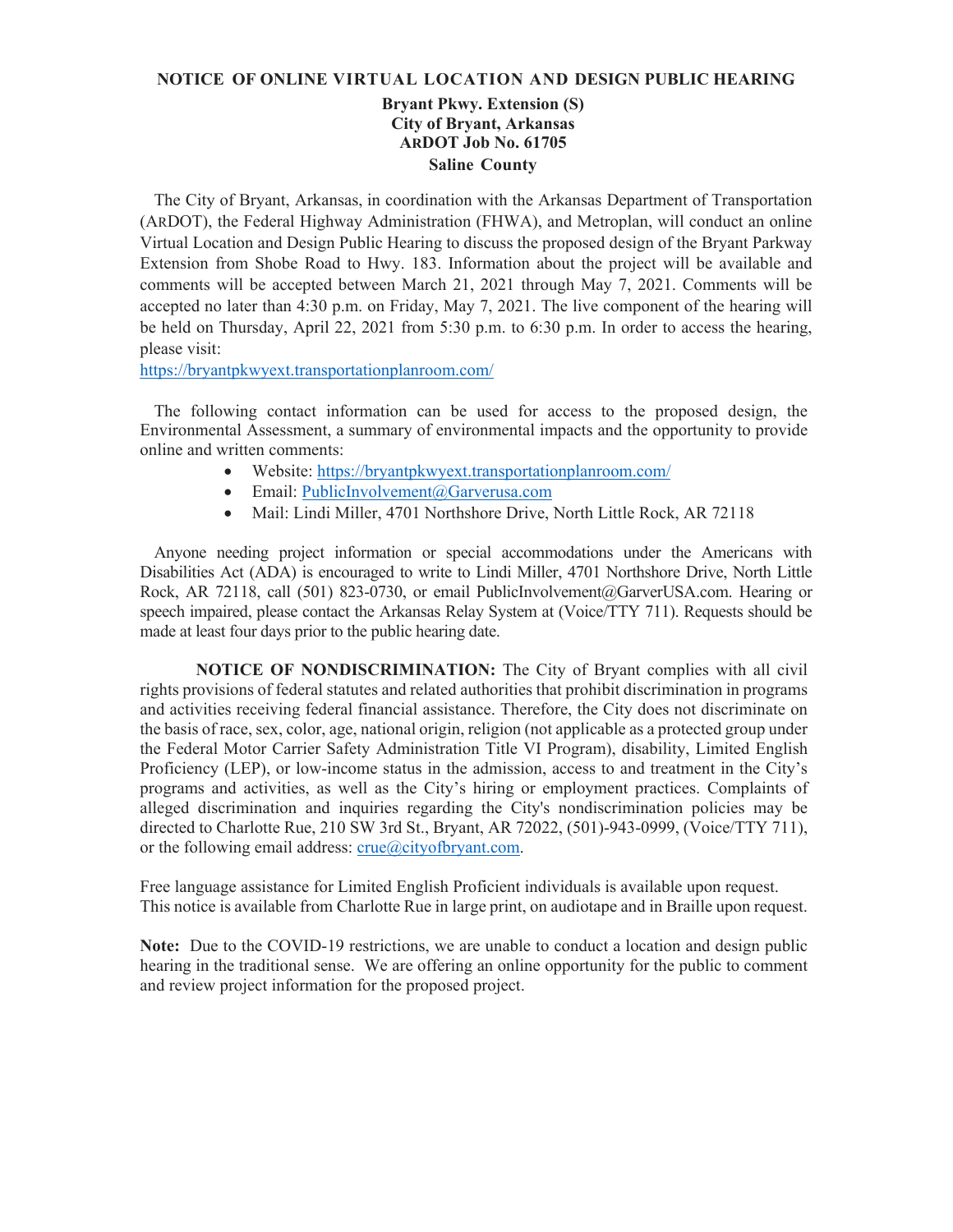# NOTICE OF ONLINE VIRTUAL LOCATION AND DESIGN PUBLIC HEARING

**Bryant Pkwy. Extension (S)**
**City of Bryant, Arkansas**
**ARDOT Job No. 61705**
**Saline County**

The City of Bryant, Arkansas, in coordination with the Arkansas Department of Transportation (ARDOT), the Federal Highway Administration (FHWA), and Metroplan, will conduct an online Virtual Location and Design Public Hearing to discuss the proposed design of the Bryant Parkway Extension from Shobe Road to Hwy. 183. Information about the project will be available and comments will be accepted between March 21, 2021 through May 7, 2021. Comments will be accepted no later than 4:30 p.m. on Friday, May 7, 2021. The live component of the hearing will be held on Thursday, April 22, 2021 from 5:30 p.m. to 6:30 p.m. In order to access the hearing, please visit:
https://bryantpkwyext.transportationplanroom.com/

The following contact information can be used for access to the proposed design, the Environmental Assessment, a summary of environmental impacts and the opportunity to provide online and written comments:

- Website: https://bryantpkwyext.transportationplanroom.com/
- Email: PublicInvolvement@Garverusa.com
- Mail: Lindi Miller, 4701 Northshore Drive, North Little Rock, AR 72118

Anyone needing project information or special accommodations under the Americans with Disabilities Act (ADA) is encouraged to write to Lindi Miller, 4701 Northshore Drive, North Little Rock, AR 72118, call (501) 823-0730, or email PublicInvolvement@GarverUSA.com. Hearing or speech impaired, please contact the Arkansas Relay System at (Voice/TTY 711). Requests should be made at least four days prior to the public hearing date.

**NOTICE OF NONDISCRIMINATION:** The City of Bryant complies with all civil rights provisions of federal statutes and related authorities that prohibit discrimination in programs and activities receiving federal financial assistance. Therefore, the City does not discriminate on the basis of race, sex, color, age, national origin, religion (not applicable as a protected group under the Federal Motor Carrier Safety Administration Title VI Program), disability, Limited English Proficiency (LEP), or low-income status in the admission, access to and treatment in the City's programs and activities, as well as the City's hiring or employment practices. Complaints of alleged discrimination and inquiries regarding the City's nondiscrimination policies may be directed to Charlotte Rue, 210 SW 3rd St., Bryant, AR 72022, (501)-943-0999, (Voice/TTY 711), or the following email address: crue@cityofbryant.com.

Free language assistance for Limited English Proficient individuals is available upon request.
This notice is available from Charlotte Rue in large print, on audiotape and in Braille upon request.

**Note:** Due to the COVID-19 restrictions, we are unable to conduct a location and design public hearing in the traditional sense. We are offering an online opportunity for the public to comment and review project information for the proposed project.